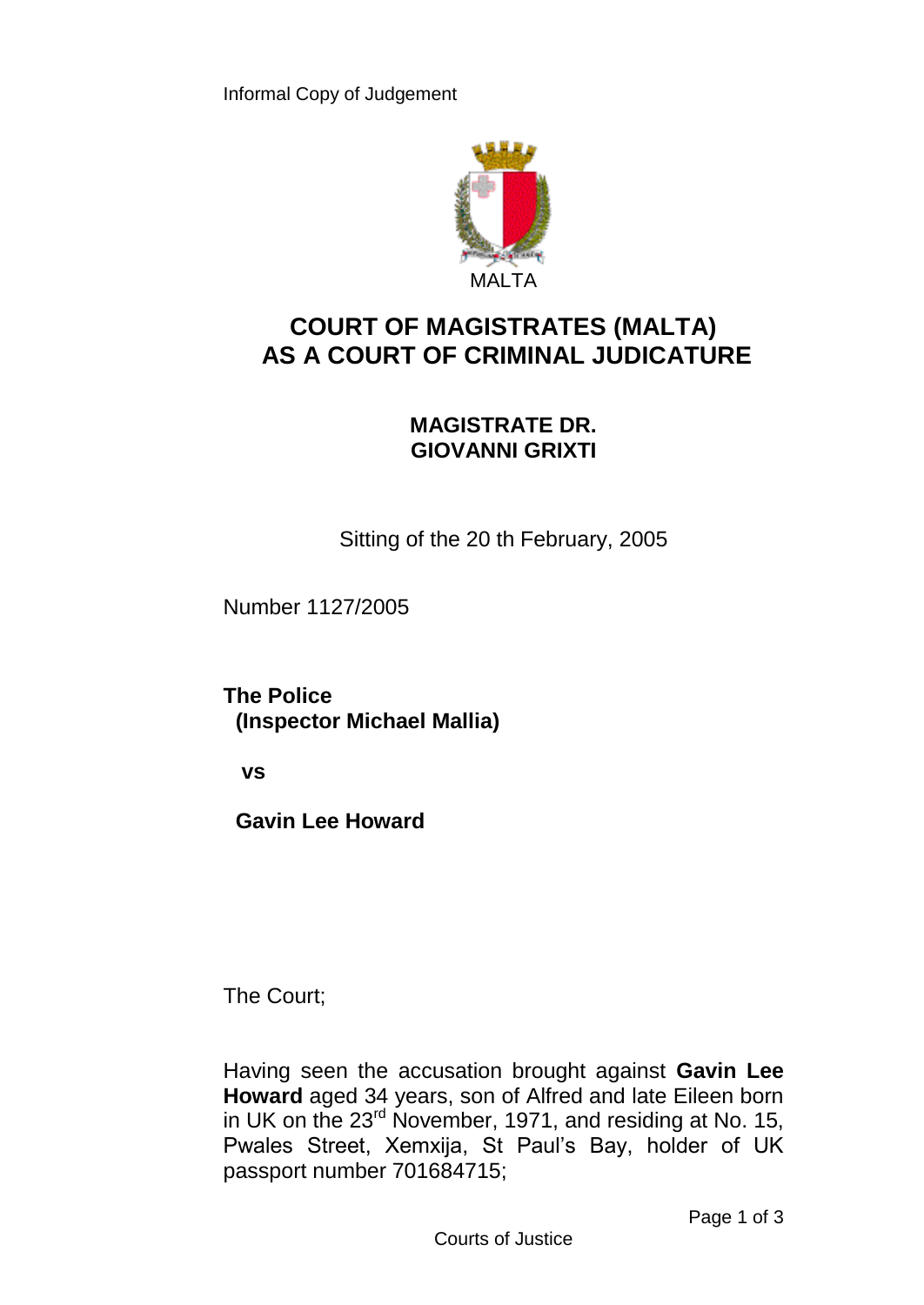Informal Copy of Judgement

MALTA

# COURT OF MAGISTRATES (MALTA) AS A COURT OF CRIMINAL JUDICATURE

## MAGISTRATE DR. GIOVANNI GRIXTI

Sitting of the 20 th February, 2005

Number 1127/2005

**The Police**
**(Inspector Michael Mallia)**

**vs**

**Gavin Lee Howard**

The Court;

Having seen the accusation brought against **Gavin Lee Howard** aged 34 years, son of Alfred and late Eileen born in UK on the 23rd November, 1971, and residing at No. 15, Pwales Street, Xemxija, St Paul's Bay, holder of UK passport number 701684715;

Courts of Justice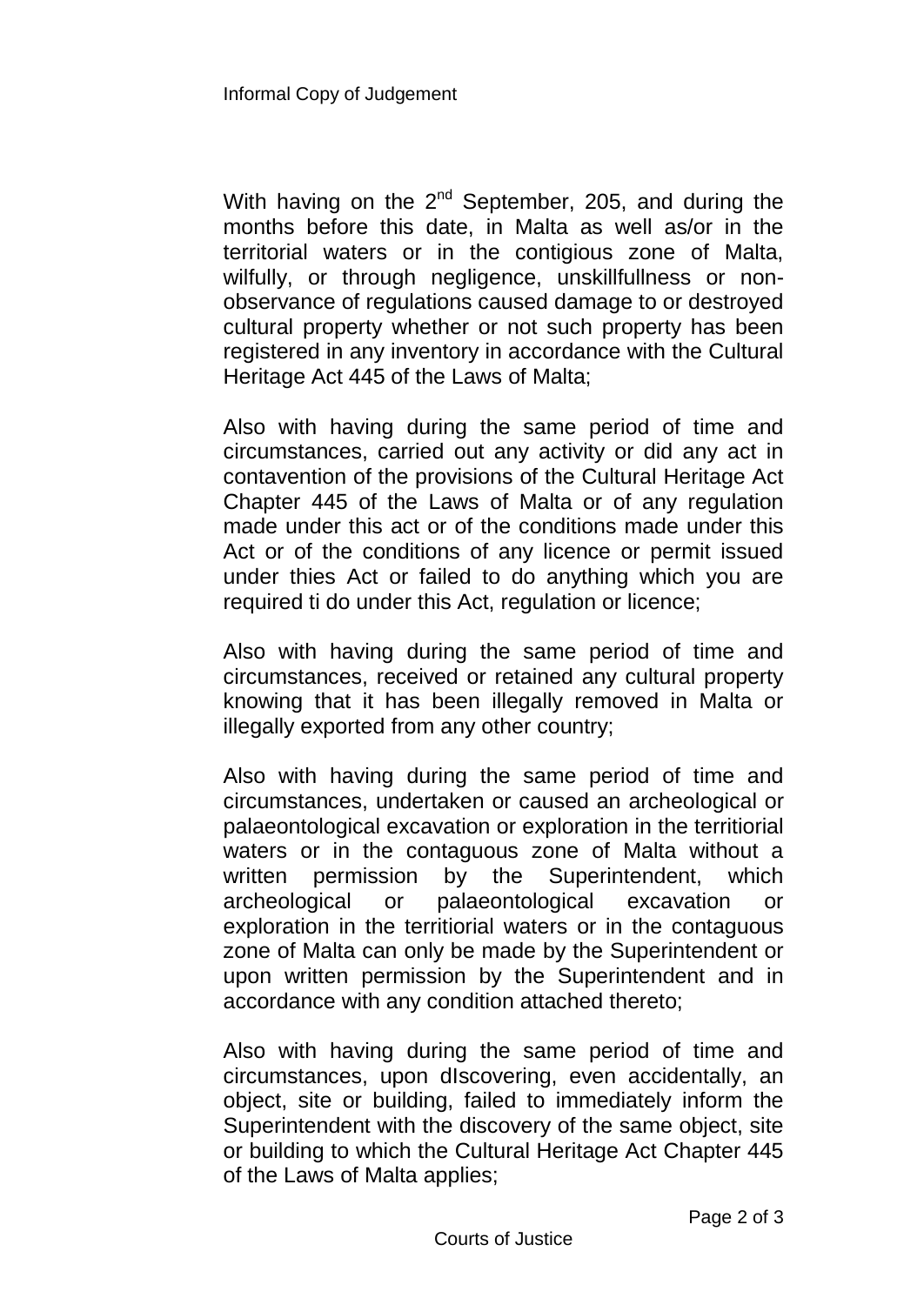With having on the 2nd September, 205, and during the months before this date, in Malta as well as/or in the territorial waters or in the contigious zone of Malta, wilfully, or through negligence, unskillfullness or non-observance of regulations caused damage to or destroyed cultural property whether or not such property has been registered in any inventory in accordance with the Cultural Heritage Act 445 of the Laws of Malta;

Also with having during the same period of time and circumstances, carried out any activity or did any act in contavention of the provisions of the Cultural Heritage Act Chapter 445 of the Laws of Malta or of any regulation made under this act or of the conditions made under this Act or of the conditions of any licence or permit issued under thies Act or failed to do anything which you are required ti do under this Act, regulation or licence;

Also with having during the same period of time and circumstances, received or retained any cultural property knowing that it has been illegally removed in Malta or illegally exported from any other country;

Also with having during the same period of time and circumstances, undertaken or caused an archeological or palaeontological excavation or exploration in the territiorial waters or in the contaguous zone of Malta without a written permission by the Superintendent, which archeological or palaeontological excavation or exploration in the territiorial waters or in the contaguous zone of Malta can only be made by the Superintendent or upon written permission by the Superintendent and in accordance with any condition attached thereto;

Also with having during the same period of time and circumstances, upon dIscovering, even accidentally, an object, site or building, failed to immediately inform the Superintendent with the discovery of the same object, site or building to which the Cultural Heritage Act Chapter 445 of the Laws of Malta applies;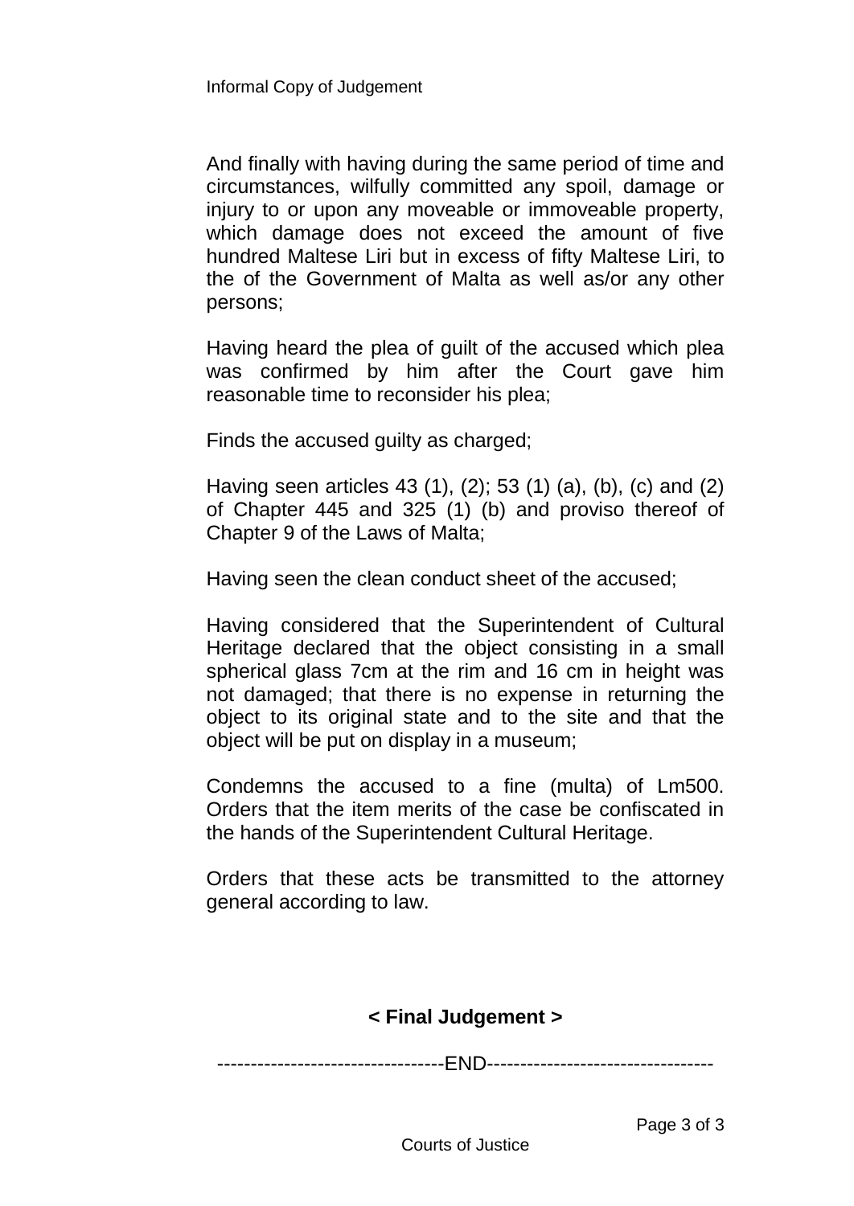And finally with having during the same period of time and circumstances, wilfully committed any spoil, damage or injury to or upon any moveable or immoveable property, which damage does not exceed the amount of five hundred Maltese Liri but in excess of fifty Maltese Liri, to the of the Government of Malta as well as/or any other persons;

Having heard the plea of guilt of the accused which plea was confirmed by him after the Court gave him reasonable time to reconsider his plea;

Finds the accused guilty as charged;

Having seen articles 43 (1), (2); 53 (1) (a), (b), (c) and (2) of Chapter 445 and 325 (1) (b) and proviso thereof of Chapter 9 of the Laws of Malta;

Having seen the clean conduct sheet of the accused;

Having considered that the Superintendent of Cultural Heritage declared that the object consisting in a small spherical glass 7cm at the rim and 16 cm in height was not damaged; that there is no expense in returning the object to its original state and to the site and that the object will be put on display in a museum;

Condemns the accused to a fine (multa) of Lm500. Orders that the item merits of the case be confiscated in the hands of the Superintendent Cultural Heritage.

Orders that these acts be transmitted to the attorney general according to law.

**< Final Judgement >**

---------------------------------END---------------------------------